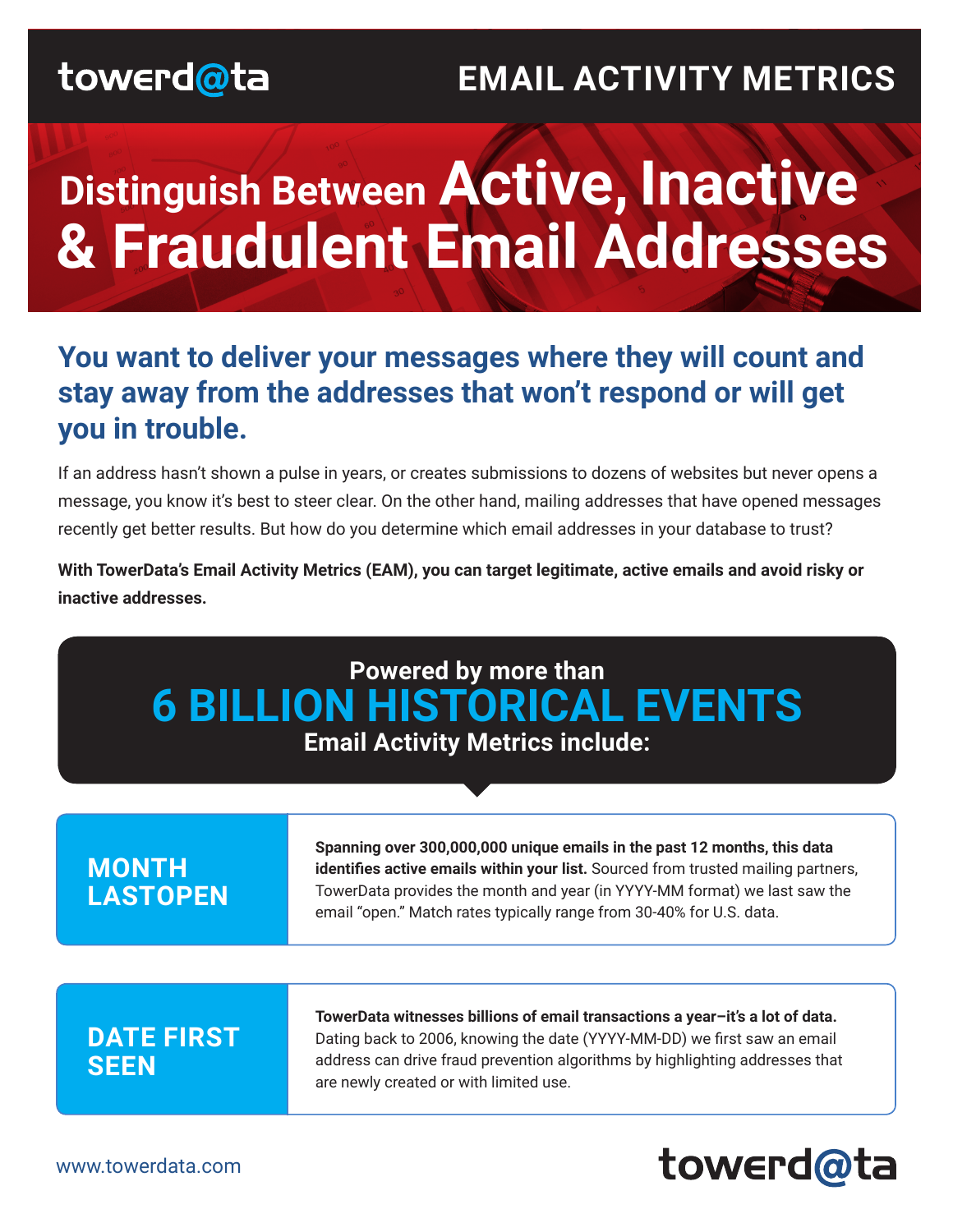towerd@ta

# EMAIL ACTIVITY METRICS

# Distinguish Between Active, Inactive & Fraudulent Email Addresses

## You want to deliver your messages where they will count and stay away from the addresses that won't respond or will get you in trouble.

If an address hasn't shown a pulse in years, or creates submissions to dozens of websites but never opens a message, you know it's best to steer clear. On the other hand, mailing addresses that have opened messages recently get better results. But how do you determine which email addresses in your database to trust?

**With TowerData's Email Activity Metrics (EAM), you can target legitimate, active emails and avoid risky or inactive addresses.**

## Powered by more than 6 BILLION HISTORICAL EVENTS

**Email Activity Metrics include:**

### MONTH LASTOPEN

**Spanning over 300,000,000 unique emails in the past 12 months, this data identifies active emails within your list.** Sourced from trusted mailing partners, TowerData provides the month and year (in YYYY-MM format) we last saw the email "open." Match rates typically range from 30-40% for U.S. data.

### DATE FIRST SEEN

**TowerData witnesses billions of email transactions a year–it's a lot of data.** Dating back to 2006, knowing the date (YYYY-MM-DD) we first saw an email address can drive fraud prevention algorithms by highlighting addresses that are newly created or with limited use.

www.towerdata.com

towerd@ta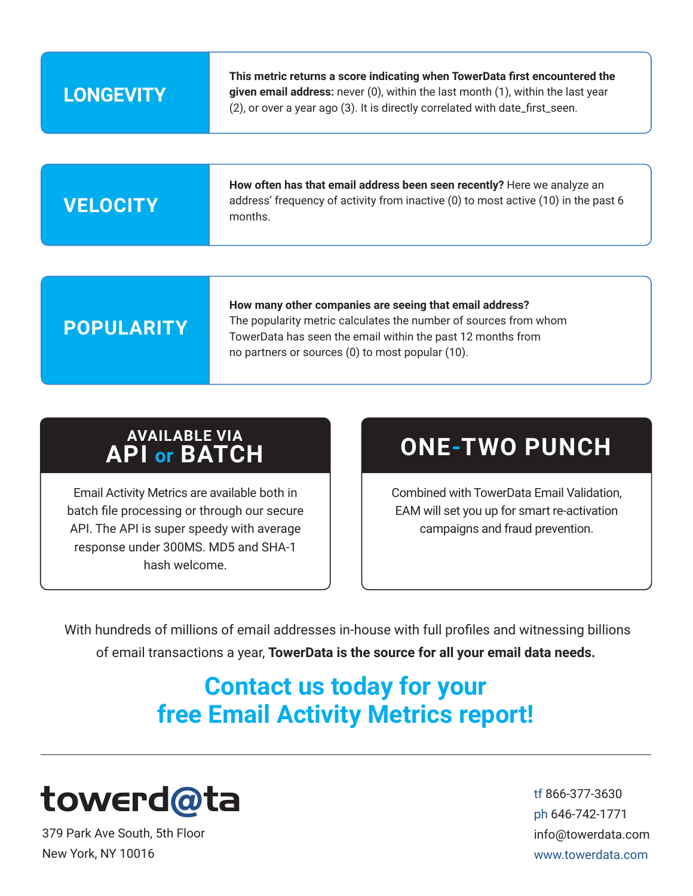## LONGEVITY

**This metric returns a score indicating when TowerData first encountered the given email address:** never (0), within the last month (1), within the last year (2), or over a year ago (3). It is directly correlated with date_first_seen.

## VELOCITY

**How often has that email address been seen recently?** Here we analyze an address' frequency of activity from inactive (0) to most active (10) in the past 6 months.

## POPULARITY

**How many other companies are seeing that email address?**
The popularity metric calculates the number of sources from whom TowerData has seen the email within the past 12 months from no partners or sources (0) to most popular (10).

## AVAILABLE VIA API or BATCH

Email Activity Metrics are available both in batch file processing or through our secure API. The API is super speedy with average response under 300MS. MD5 and SHA-1 hash welcome.

## ONE-TWO PUNCH

Combined with TowerData Email Validation, EAM will set you up for smart re-activation campaigns and fraud prevention.

With hundreds of millions of email addresses in-house with full profiles and witnessing billions of email transactions a year, **TowerData is the source for all your email data needs.**

## Contact us today for your free Email Activity Metrics report!

---

towerd@ta

379 Park Ave South, 5th Floor
New York, NY 10016

tf 866-377-3630
ph 646-742-1771
info@towerdata.com
www.towerdata.com